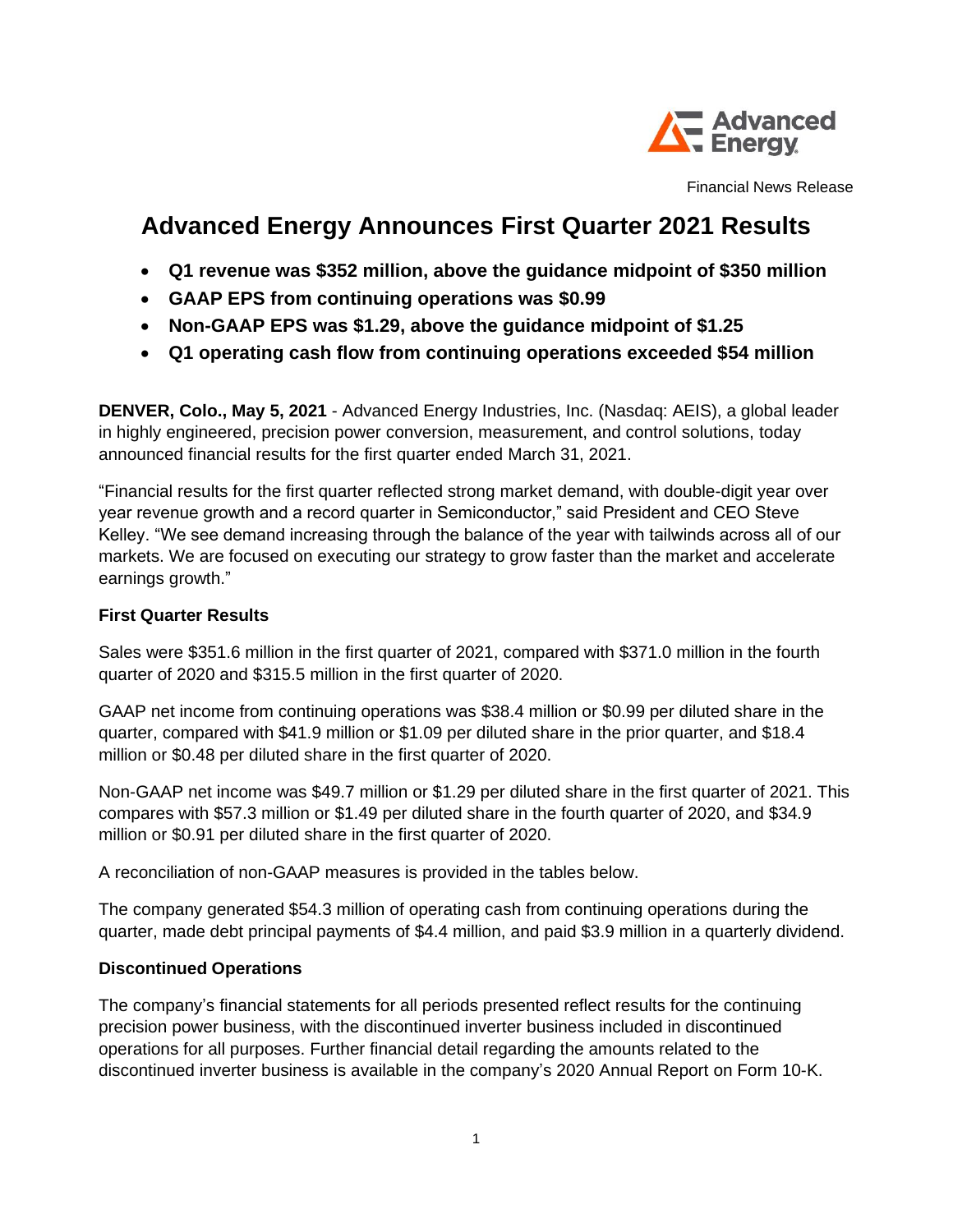Financial News Release

# Advanced Energy Announces First Quarter 2021 Results

- **Q1 revenue was $352 million, above the guidance midpoint of $350 million**
- **GAAP EPS from continuing operations was $0.99**
- **Non-GAAP EPS was $1.29, above the guidance midpoint of $1.25**
- **Q1 operating cash flow from continuing operations exceeded $54 million**

**DENVER, Colo., May 5, 2021** - Advanced Energy Industries, Inc. (Nasdaq: AEIS), a global leader in highly engineered, precision power conversion, measurement, and control solutions, today announced financial results for the first quarter ended March 31, 2021.

"Financial results for the first quarter reflected strong market demand, with double-digit year over year revenue growth and a record quarter in Semiconductor," said President and CEO Steve Kelley. "We see demand increasing through the balance of the year with tailwinds across all of our markets. We are focused on executing our strategy to grow faster than the market and accelerate earnings growth."

### First Quarter Results

Sales were $351.6 million in the first quarter of 2021, compared with $371.0 million in the fourth quarter of 2020 and $315.5 million in the first quarter of 2020.

GAAP net income from continuing operations was $38.4 million or $0.99 per diluted share in the quarter, compared with $41.9 million or $1.09 per diluted share in the prior quarter, and $18.4 million or $0.48 per diluted share in the first quarter of 2020.

Non-GAAP net income was $49.7 million or $1.29 per diluted share in the first quarter of 2021. This compares with $57.3 million or $1.49 per diluted share in the fourth quarter of 2020, and $34.9 million or $0.91 per diluted share in the first quarter of 2020.

A reconciliation of non-GAAP measures is provided in the tables below.

The company generated $54.3 million of operating cash from continuing operations during the quarter, made debt principal payments of $4.4 million, and paid $3.9 million in a quarterly dividend.

### Discontinued Operations

The company's financial statements for all periods presented reflect results for the continuing precision power business, with the discontinued inverter business included in discontinued operations for all purposes. Further financial detail regarding the amounts related to the discontinued inverter business is available in the company's 2020 Annual Report on Form 10-K.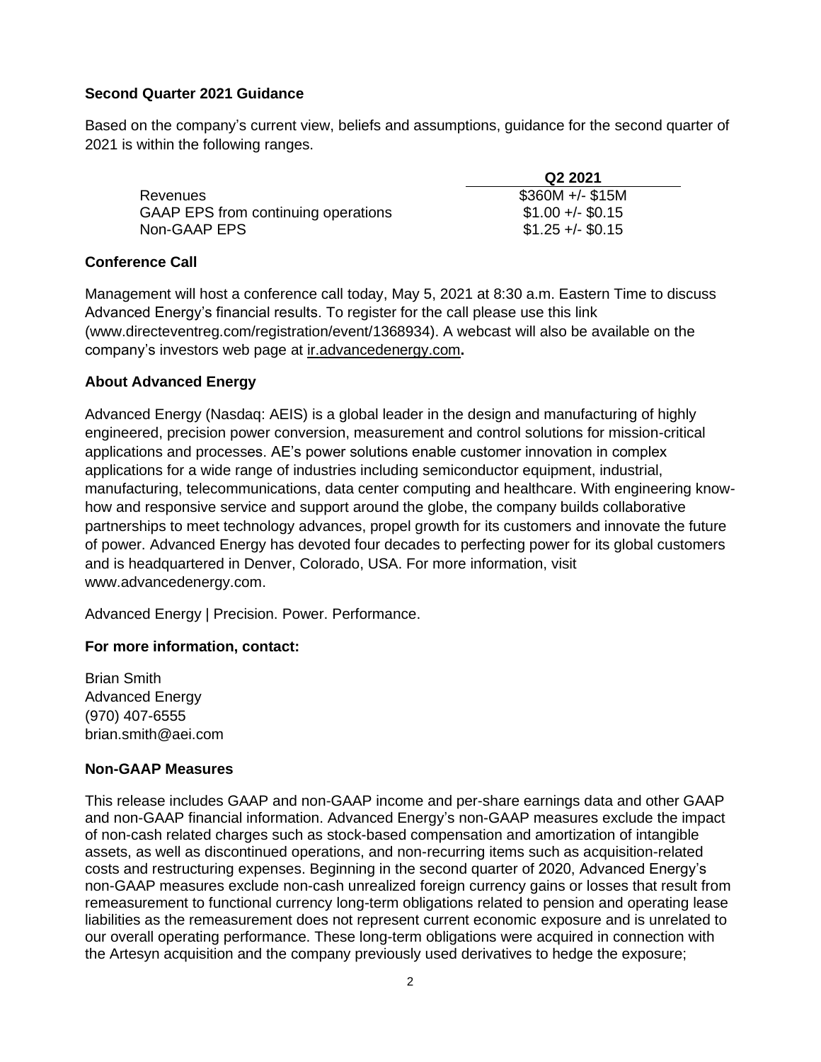**Second Quarter 2021 Guidance**

Based on the company's current view, beliefs and assumptions, guidance for the second quarter of 2021 is within the following ranges.

| | Q2 2021 |
|---|---|
| Revenues | $360M +/- $15M |
| GAAP EPS from continuing operations | $1.00 +/- $0.15 |
| Non-GAAP EPS | $1.25 +/- $0.15 |

**Conference Call**

Management will host a conference call today, May 5, 2021 at 8:30 a.m. Eastern Time to discuss Advanced Energy's financial results. To register for the call please use this link (www.directeventreg.com/registration/event/1368934). A webcast will also be available on the company's investors web page at ir.advancedenergy.com**.**

**About Advanced Energy**

Advanced Energy (Nasdaq: AEIS) is a global leader in the design and manufacturing of highly engineered, precision power conversion, measurement and control solutions for mission-critical applications and processes. AE's power solutions enable customer innovation in complex applications for a wide range of industries including semiconductor equipment, industrial, manufacturing, telecommunications, data center computing and healthcare. With engineering know-how and responsive service and support around the globe, the company builds collaborative partnerships to meet technology advances, propel growth for its customers and innovate the future of power. Advanced Energy has devoted four decades to perfecting power for its global customers and is headquartered in Denver, Colorado, USA. For more information, visit www.advancedenergy.com.

Advanced Energy | Precision. Power. Performance.

**For more information, contact:**

Brian Smith
Advanced Energy
(970) 407-6555
brian.smith@aei.com

**Non-GAAP Measures**

This release includes GAAP and non-GAAP income and per-share earnings data and other GAAP and non-GAAP financial information. Advanced Energy's non-GAAP measures exclude the impact of non-cash related charges such as stock-based compensation and amortization of intangible assets, as well as discontinued operations, and non-recurring items such as acquisition-related costs and restructuring expenses. Beginning in the second quarter of 2020, Advanced Energy's non-GAAP measures exclude non-cash unrealized foreign currency gains or losses that result from remeasurement to functional currency long-term obligations related to pension and operating lease liabilities as the remeasurement does not represent current economic exposure and is unrelated to our overall operating performance. These long-term obligations were acquired in connection with the Artesyn acquisition and the company previously used derivatives to hedge the exposure;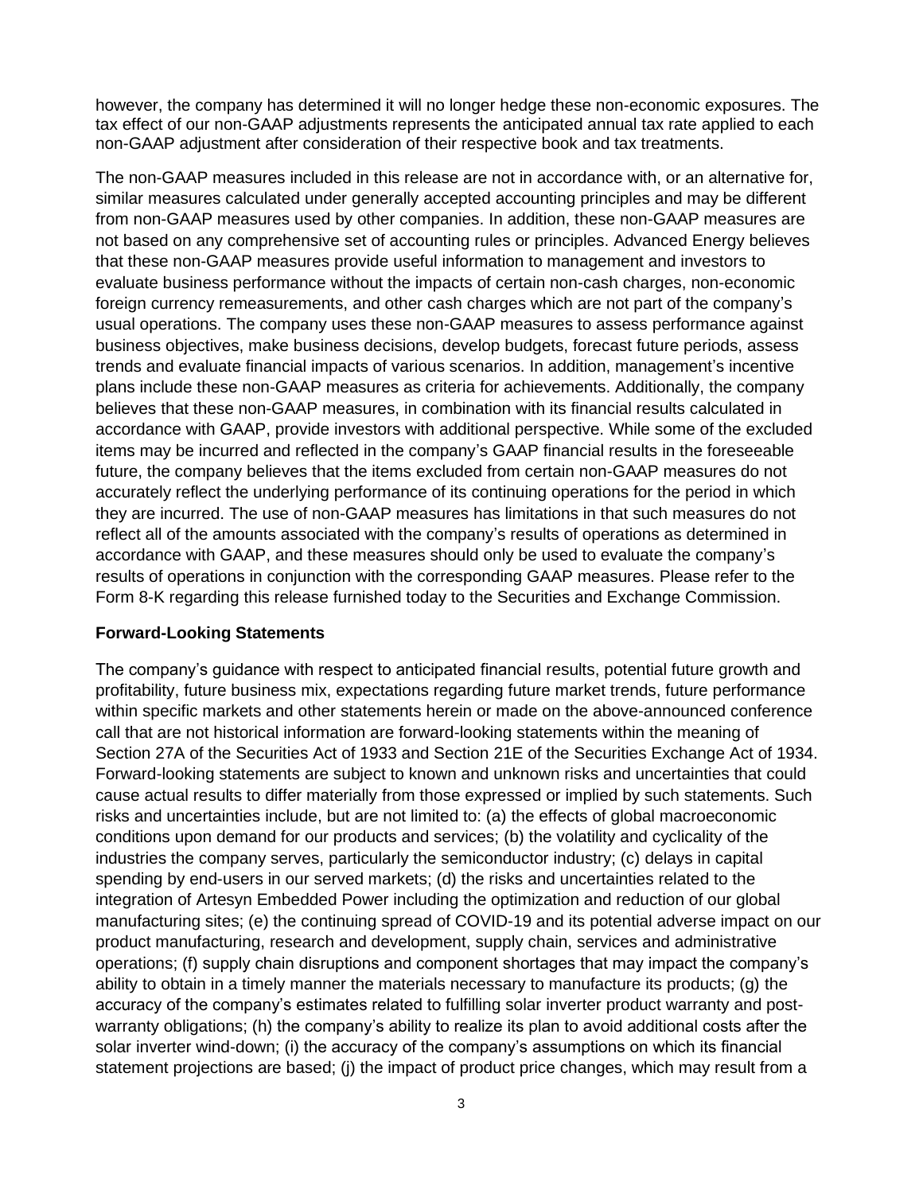however, the company has determined it will no longer hedge these non-economic exposures. The tax effect of our non-GAAP adjustments represents the anticipated annual tax rate applied to each non-GAAP adjustment after consideration of their respective book and tax treatments.

The non-GAAP measures included in this release are not in accordance with, or an alternative for, similar measures calculated under generally accepted accounting principles and may be different from non-GAAP measures used by other companies. In addition, these non-GAAP measures are not based on any comprehensive set of accounting rules or principles. Advanced Energy believes that these non-GAAP measures provide useful information to management and investors to evaluate business performance without the impacts of certain non-cash charges, non-economic foreign currency remeasurements, and other cash charges which are not part of the company's usual operations. The company uses these non-GAAP measures to assess performance against business objectives, make business decisions, develop budgets, forecast future periods, assess trends and evaluate financial impacts of various scenarios. In addition, management's incentive plans include these non-GAAP measures as criteria for achievements. Additionally, the company believes that these non-GAAP measures, in combination with its financial results calculated in accordance with GAAP, provide investors with additional perspective. While some of the excluded items may be incurred and reflected in the company's GAAP financial results in the foreseeable future, the company believes that the items excluded from certain non-GAAP measures do not accurately reflect the underlying performance of its continuing operations for the period in which they are incurred. The use of non-GAAP measures has limitations in that such measures do not reflect all of the amounts associated with the company's results of operations as determined in accordance with GAAP, and these measures should only be used to evaluate the company's results of operations in conjunction with the corresponding GAAP measures. Please refer to the Form 8-K regarding this release furnished today to the Securities and Exchange Commission.

**Forward-Looking Statements**

The company's guidance with respect to anticipated financial results, potential future growth and profitability, future business mix, expectations regarding future market trends, future performance within specific markets and other statements herein or made on the above-announced conference call that are not historical information are forward-looking statements within the meaning of Section 27A of the Securities Act of 1933 and Section 21E of the Securities Exchange Act of 1934. Forward-looking statements are subject to known and unknown risks and uncertainties that could cause actual results to differ materially from those expressed or implied by such statements. Such risks and uncertainties include, but are not limited to: (a) the effects of global macroeconomic conditions upon demand for our products and services; (b) the volatility and cyclicality of the industries the company serves, particularly the semiconductor industry; (c) delays in capital spending by end-users in our served markets; (d) the risks and uncertainties related to the integration of Artesyn Embedded Power including the optimization and reduction of our global manufacturing sites; (e) the continuing spread of COVID-19 and its potential adverse impact on our product manufacturing, research and development, supply chain, services and administrative operations; (f) supply chain disruptions and component shortages that may impact the company's ability to obtain in a timely manner the materials necessary to manufacture its products; (g) the accuracy of the company's estimates related to fulfilling solar inverter product warranty and post-warranty obligations; (h) the company's ability to realize its plan to avoid additional costs after the solar inverter wind-down; (i) the accuracy of the company's assumptions on which its financial statement projections are based; (j) the impact of product price changes, which may result from a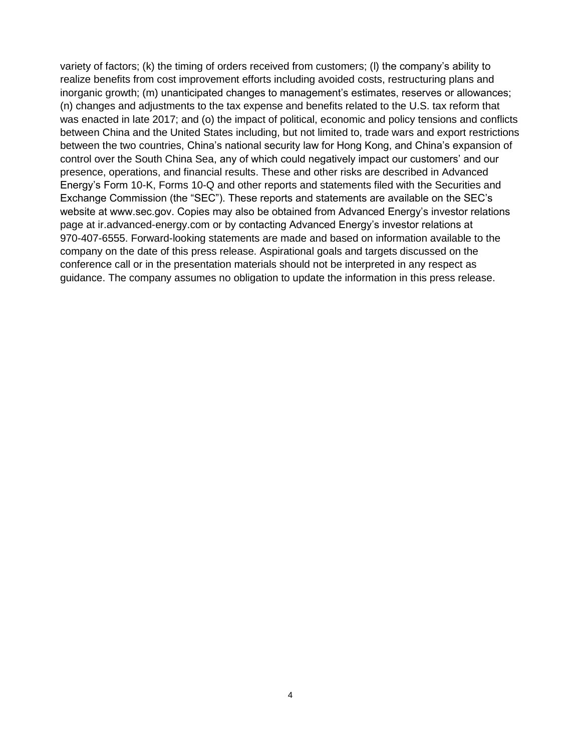variety of factors; (k) the timing of orders received from customers; (l) the company's ability to realize benefits from cost improvement efforts including avoided costs, restructuring plans and inorganic growth; (m) unanticipated changes to management's estimates, reserves or allowances; (n) changes and adjustments to the tax expense and benefits related to the U.S. tax reform that was enacted in late 2017; and (o) the impact of political, economic and policy tensions and conflicts between China and the United States including, but not limited to, trade wars and export restrictions between the two countries, China's national security law for Hong Kong, and China's expansion of control over the South China Sea, any of which could negatively impact our customers' and our presence, operations, and financial results. These and other risks are described in Advanced Energy's Form 10-K, Forms 10-Q and other reports and statements filed with the Securities and Exchange Commission (the "SEC"). These reports and statements are available on the SEC's website at www.sec.gov. Copies may also be obtained from Advanced Energy's investor relations page at ir.advanced-energy.com or by contacting Advanced Energy's investor relations at 970-407-6555. Forward-looking statements are made and based on information available to the company on the date of this press release. Aspirational goals and targets discussed on the conference call or in the presentation materials should not be interpreted in any respect as guidance. The company assumes no obligation to update the information in this press release.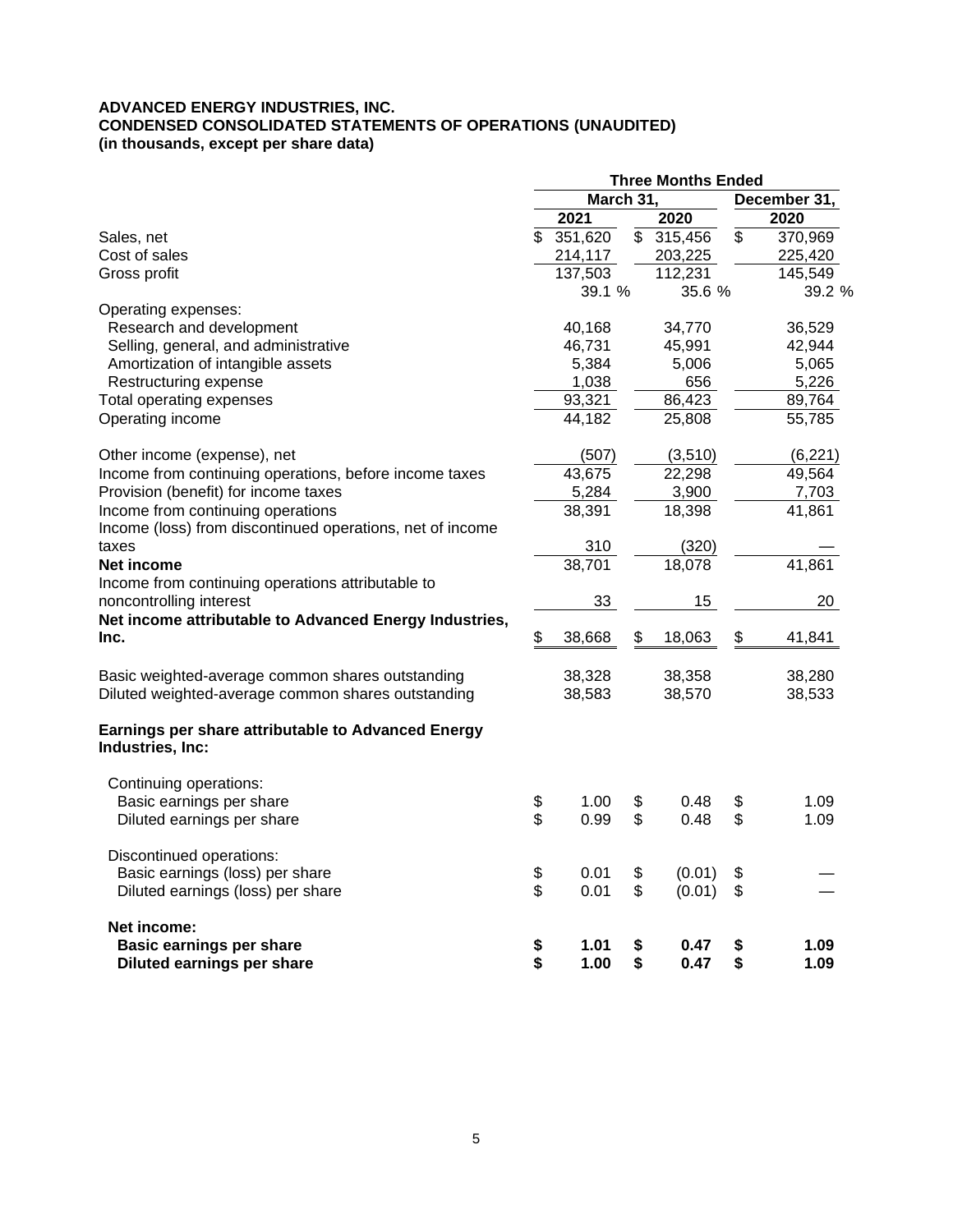**ADVANCED ENERGY INDUSTRIES, INC.**
**CONDENSED CONSOLIDATED STATEMENTS OF OPERATIONS (UNAUDITED)**
**(in thousands, except per share data)**

| | Three Months Ended | | |
|---|---|---|---|
| | March 31, | | December 31, |
| | 2021 | 2020 | 2020 |
| Sales, net | $ 351,620 | $ 315,456 | $ 370,969 |
| Cost of sales | 214,117 | 203,225 | 225,420 |
| Gross profit | 137,503 | 112,231 | 145,549 |
| | 39.1 % | 35.6 % | 39.2 % |
| Operating expenses: | | | |
| Research and development | 40,168 | 34,770 | 36,529 |
| Selling, general, and administrative | 46,731 | 45,991 | 42,944 |
| Amortization of intangible assets | 5,384 | 5,006 | 5,065 |
| Restructuring expense | 1,038 | 656 | 5,226 |
| Total operating expenses | 93,321 | 86,423 | 89,764 |
| Operating income | 44,182 | 25,808 | 55,785 |
| | | | |
| Other income (expense), net | (507) | (3,510) | (6,221) |
| Income from continuing operations, before income taxes | 43,675 | 22,298 | 49,564 |
| Provision (benefit) for income taxes | 5,284 | 3,900 | 7,703 |
| Income from continuing operations | 38,391 | 18,398 | 41,861 |
| Income (loss) from discontinued operations, net of income taxes | 310 | (320) | — |
| **Net income** | 38,701 | 18,078 | 41,861 |
| Income from continuing operations attributable to noncontrolling interest | 33 | 15 | 20 |
| **Net income attributable to Advanced Energy Industries, Inc.** | $ 38,668 | $ 18,063 | $ 41,841 |
| | | | |
| Basic weighted-average common shares outstanding | 38,328 | 38,358 | 38,280 |
| Diluted weighted-average common shares outstanding | 38,583 | 38,570 | 38,533 |
| | | | |
| **Earnings per share attributable to Advanced Energy Industries, Inc:** | | | |
| Continuing operations: | | | |
| Basic earnings per share | $ 1.00 | $ 0.48 | $ 1.09 |
| Diluted earnings per share | $ 0.99 | $ 0.48 | $ 1.09 |
| Discontinued operations: | | | |
| Basic earnings (loss) per share | $ 0.01 | $ (0.01) | $ — |
| Diluted earnings (loss) per share | $ 0.01 | $ (0.01) | $ — |
| **Net income:** | | | |
| **Basic earnings per share** | **$ 1.01** | **$ 0.47** | **$ 1.09** |
| **Diluted earnings per share** | **$ 1.00** | **$ 0.47** | **$ 1.09** |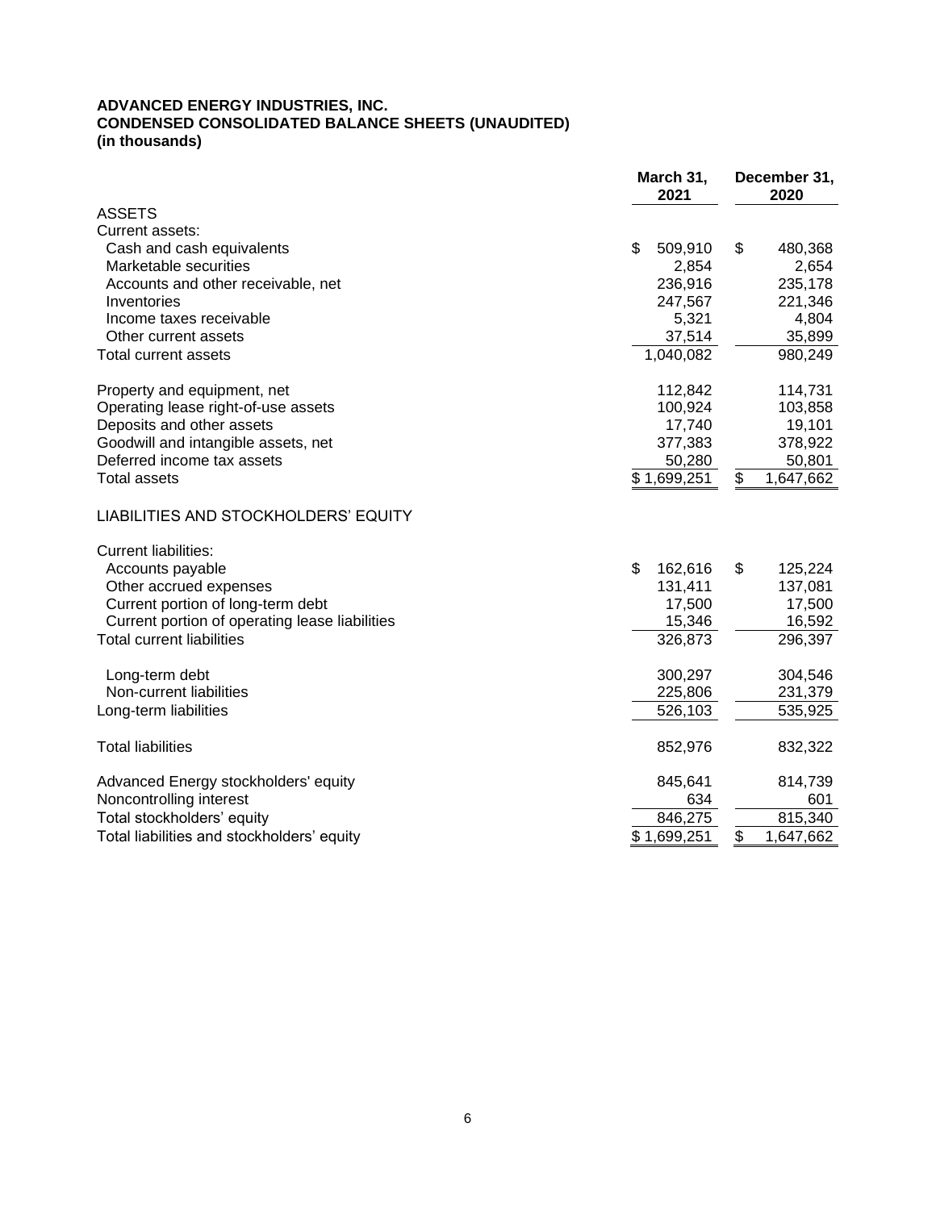**ADVANCED ENERGY INDUSTRIES, INC.**
**CONDENSED CONSOLIDATED BALANCE SHEETS (UNAUDITED)**
**(in thousands)**

| | March 31, 2021 | December 31, 2020 |
|---|---|---|
| ASSETS | | |
| Current assets: | | |
| Cash and cash equivalents | $ 509,910 | $ 480,368 |
| Marketable securities | 2,854 | 2,654 |
| Accounts and other receivable, net | 236,916 | 235,178 |
| Inventories | 247,567 | 221,346 |
| Income taxes receivable | 5,321 | 4,804 |
| Other current assets | 37,514 | 35,899 |
| Total current assets | 1,040,082 | 980,249 |
| | | |
| Property and equipment, net | 112,842 | 114,731 |
| Operating lease right-of-use assets | 100,924 | 103,858 |
| Deposits and other assets | 17,740 | 19,101 |
| Goodwill and intangible assets, net | 377,383 | 378,922 |
| Deferred income tax assets | 50,280 | 50,801 |
| Total assets | $ 1,699,251 | $ 1,647,662 |
| | | |
| LIABILITIES AND STOCKHOLDERS' EQUITY | | |
| | | |
| Current liabilities: | | |
| Accounts payable | $ 162,616 | $ 125,224 |
| Other accrued expenses | 131,411 | 137,081 |
| Current portion of long-term debt | 17,500 | 17,500 |
| Current portion of operating lease liabilities | 15,346 | 16,592 |
| Total current liabilities | 326,873 | 296,397 |
| | | |
| Long-term debt | 300,297 | 304,546 |
| Non-current liabilities | 225,806 | 231,379 |
| Long-term liabilities | 526,103 | 535,925 |
| | | |
| Total liabilities | 852,976 | 832,322 |
| | | |
| Advanced Energy stockholders' equity | 845,641 | 814,739 |
| Noncontrolling interest | 634 | 601 |
| Total stockholders' equity | 846,275 | 815,340 |
| Total liabilities and stockholders' equity | $ 1,699,251 | $ 1,647,662 |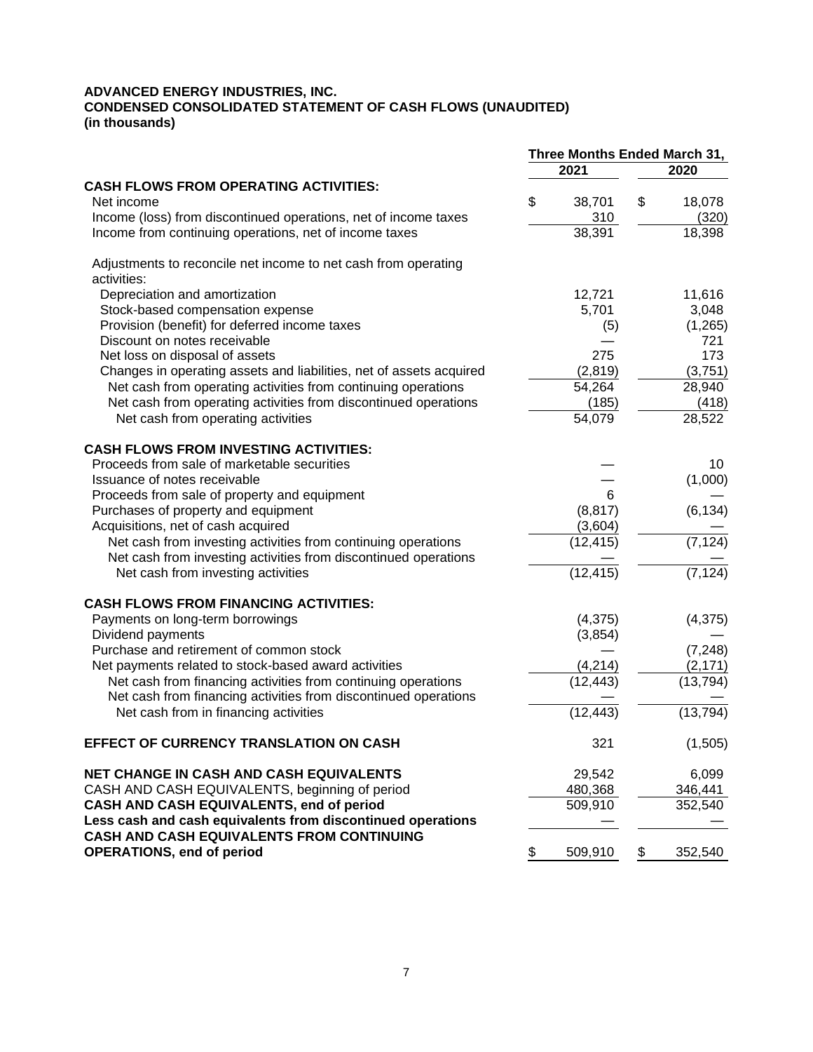**ADVANCED ENERGY INDUSTRIES, INC.**
**CONDENSED CONSOLIDATED STATEMENT OF CASH FLOWS (UNAUDITED)**
**(in thousands)**

| | Three Months Ended March 31, | |
|---|---|---|
| | 2021 | 2020 |
| **CASH FLOWS FROM OPERATING ACTIVITIES:** | | |
| Net income | $ 38,701 | $ 18,078 |
| Income (loss) from discontinued operations, net of income taxes | 310 | (320) |
| Income from continuing operations, net of income taxes | 38,391 | 18,398 |
| Adjustments to reconcile net income to net cash from operating activities: | | |
| Depreciation and amortization | 12,721 | 11,616 |
| Stock-based compensation expense | 5,701 | 3,048 |
| Provision (benefit) for deferred income taxes | (5) | (1,265) |
| Discount on notes receivable | — | 721 |
| Net loss on disposal of assets | 275 | 173 |
| Changes in operating assets and liabilities, net of assets acquired | (2,819) | (3,751) |
| Net cash from operating activities from continuing operations | 54,264 | 28,940 |
| Net cash from operating activities from discontinued operations | (185) | (418) |
| Net cash from operating activities | 54,079 | 28,522 |
| **CASH FLOWS FROM INVESTING ACTIVITIES:** | | |
| Proceeds from sale of marketable securities | — | 10 |
| Issuance of notes receivable | — | (1,000) |
| Proceeds from sale of property and equipment | 6 | — |
| Purchases of property and equipment | (8,817) | (6,134) |
| Acquisitions, net of cash acquired | (3,604) | — |
| Net cash from investing activities from continuing operations | (12,415) | (7,124) |
| Net cash from investing activities from discontinued operations | — | — |
| Net cash from investing activities | (12,415) | (7,124) |
| **CASH FLOWS FROM FINANCING ACTIVITIES:** | | |
| Payments on long-term borrowings | (4,375) | (4,375) |
| Dividend payments | (3,854) | — |
| Purchase and retirement of common stock | — | (7,248) |
| Net payments related to stock-based award activities | (4,214) | (2,171) |
| Net cash from financing activities from continuing operations | (12,443) | (13,794) |
| Net cash from financing activities from discontinued operations | — | — |
| Net cash from in financing activities | (12,443) | (13,794) |
| **EFFECT OF CURRENCY TRANSLATION ON CASH** | 321 | (1,505) |
| **NET CHANGE IN CASH AND CASH EQUIVALENTS** | 29,542 | 6,099 |
| CASH AND CASH EQUIVALENTS, beginning of period | 480,368 | 346,441 |
| **CASH AND CASH EQUIVALENTS, end of period** | 509,910 | 352,540 |
| **Less cash and cash equivalents from discontinued operations** | — | — |
| **CASH AND CASH EQUIVALENTS FROM CONTINUING OPERATIONS, end of period** | $ 509,910 | $ 352,540 |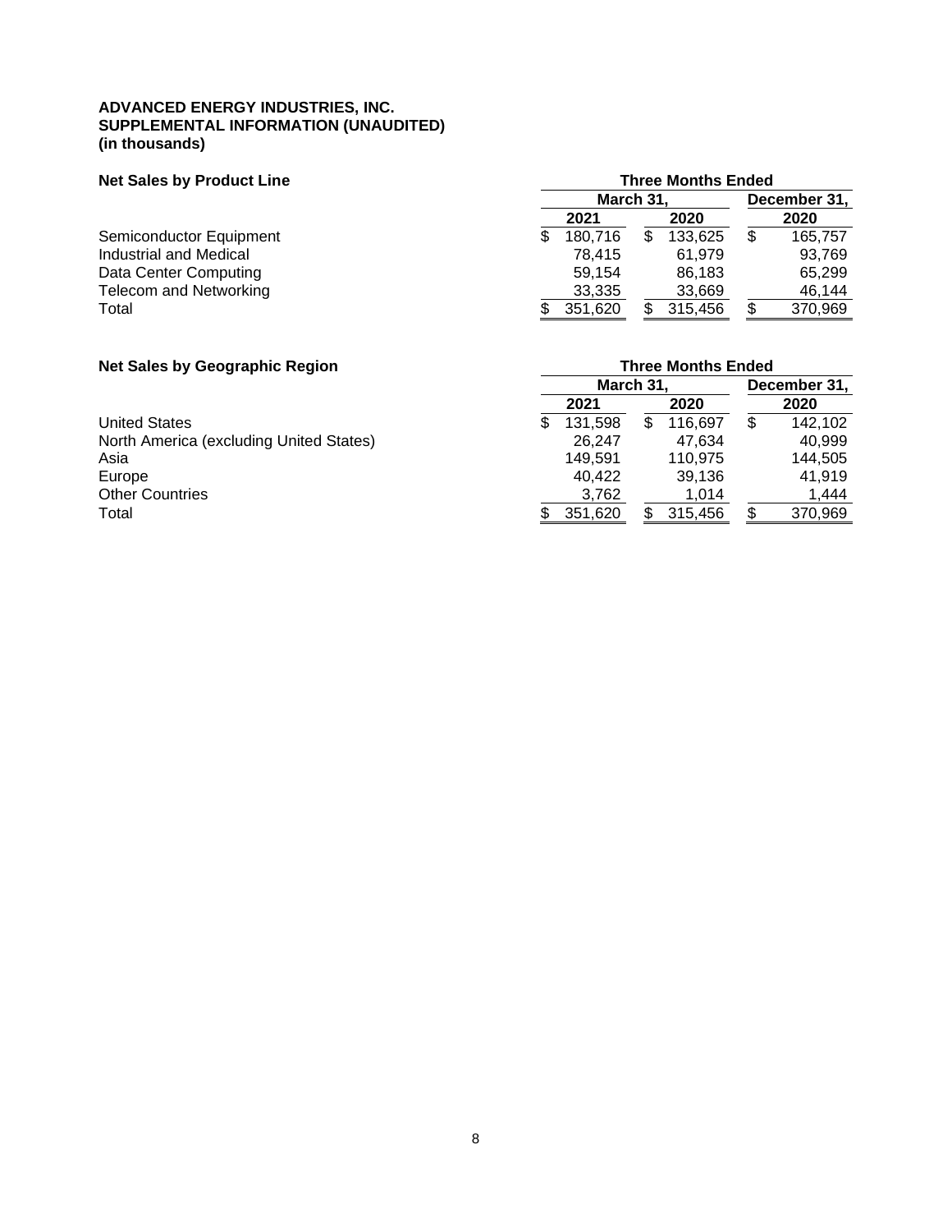**ADVANCED ENERGY INDUSTRIES, INC.**
**SUPPLEMENTAL INFORMATION (UNAUDITED)**
**(in thousands)**

| **Net Sales by Product Line** | **Three Months Ended** | | |
|---|---|---|---|
| | **March 31,** | | **December 31,** |
| | **2021** | **2020** | **2020** |
| Semiconductor Equipment | $ 180,716 | $ 133,625 | $ 165,757 |
| Industrial and Medical | 78,415 | 61,979 | 93,769 |
| Data Center Computing | 59,154 | 86,183 | 65,299 |
| Telecom and Networking | 33,335 | 33,669 | 46,144 |
| Total | $ 351,620 | $ 315,456 | $ 370,969 |

| **Net Sales by Geographic Region** | **Three Months Ended** | | |
|---|---|---|---|
| | **March 31,** | | **December 31,** |
| | **2021** | **2020** | **2020** |
| United States | $ 131,598 | $ 116,697 | $ 142,102 |
| North America (excluding United States) | 26,247 | 47,634 | 40,999 |
| Asia | 149,591 | 110,975 | 144,505 |
| Europe | 40,422 | 39,136 | 41,919 |
| Other Countries | 3,762 | 1,014 | 1,444 |
| Total | $ 351,620 | $ 315,456 | $ 370,969 |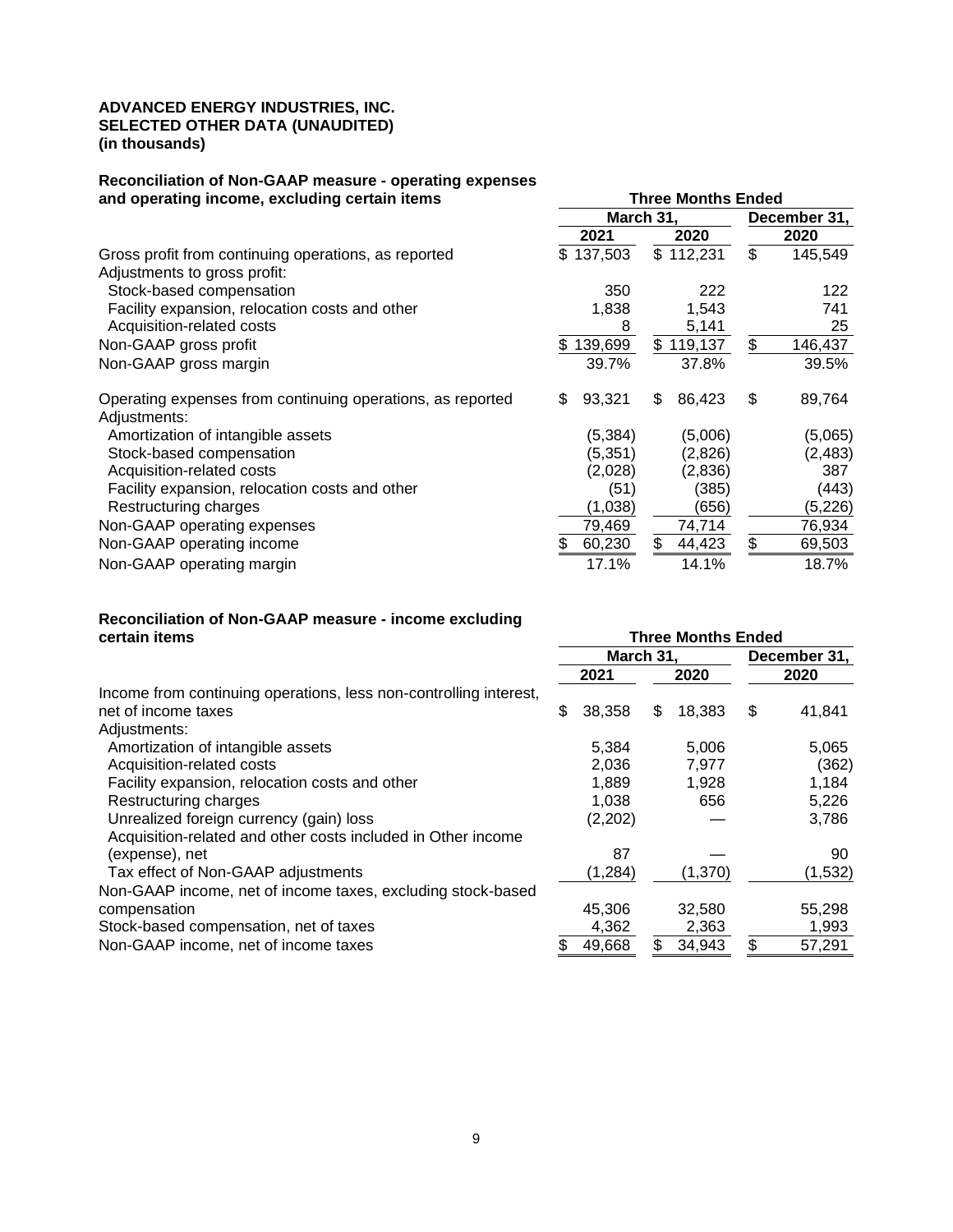**ADVANCED ENERGY INDUSTRIES, INC.**
**SELECTED OTHER DATA (UNAUDITED)**
**(in thousands)**

| **Reconciliation of Non-GAAP measure - operating expenses and operating income, excluding certain items** | **Three Months Ended** | | |
|---|---|---|---|
| | **March 31,** | | **December 31,** |
| | **2021** | **2020** | **2020** |
| Gross profit from continuing operations, as reported | $ 137,503 | $ 112,231 | $ 145,549 |
| Adjustments to gross profit: | | | |
| Stock-based compensation | 350 | 222 | 122 |
| Facility expansion, relocation costs and other | 1,838 | 1,543 | 741 |
| Acquisition-related costs | 8 | 5,141 | 25 |
| Non-GAAP gross profit | $ 139,699 | $ 119,137 | $ 146,437 |
| Non-GAAP gross margin | 39.7% | 37.8% | 39.5% |
| | | | |
| Operating expenses from continuing operations, as reported | $ 93,321 | $ 86,423 | $ 89,764 |
| Adjustments: | | | |
| Amortization of intangible assets | (5,384) | (5,006) | (5,065) |
| Stock-based compensation | (5,351) | (2,826) | (2,483) |
| Acquisition-related costs | (2,028) | (2,836) | 387 |
| Facility expansion, relocation costs and other | (51) | (385) | (443) |
| Restructuring charges | (1,038) | (656) | (5,226) |
| Non-GAAP operating expenses | 79,469 | 74,714 | 76,934 |
| Non-GAAP operating income | $ 60,230 | $ 44,423 | $ 69,503 |
| Non-GAAP operating margin | 17.1% | 14.1% | 18.7% |

| **Reconciliation of Non-GAAP measure - income excluding certain items** | **Three Months Ended** | | |
|---|---|---|---|
| | **March 31,** | | **December 31,** |
| | **2021** | **2020** | **2020** |
| Income from continuing operations, less non-controlling interest, net of income taxes | $ 38,358 | $ 18,383 | $ 41,841 |
| Adjustments: | | | |
| Amortization of intangible assets | 5,384 | 5,006 | 5,065 |
| Acquisition-related costs | 2,036 | 7,977 | (362) |
| Facility expansion, relocation costs and other | 1,889 | 1,928 | 1,184 |
| Restructuring charges | 1,038 | 656 | 5,226 |
| Unrealized foreign currency (gain) loss | (2,202) | — | 3,786 |
| Acquisition-related and other costs included in Other income (expense), net | 87 | — | 90 |
| Tax effect of Non-GAAP adjustments | (1,284) | (1,370) | (1,532) |
| Non-GAAP income, net of income taxes, excluding stock-based compensation | 45,306 | 32,580 | 55,298 |
| Stock-based compensation, net of taxes | 4,362 | 2,363 | 1,993 |
| Non-GAAP income, net of income taxes | $ 49,668 | $ 34,943 | $ 57,291 |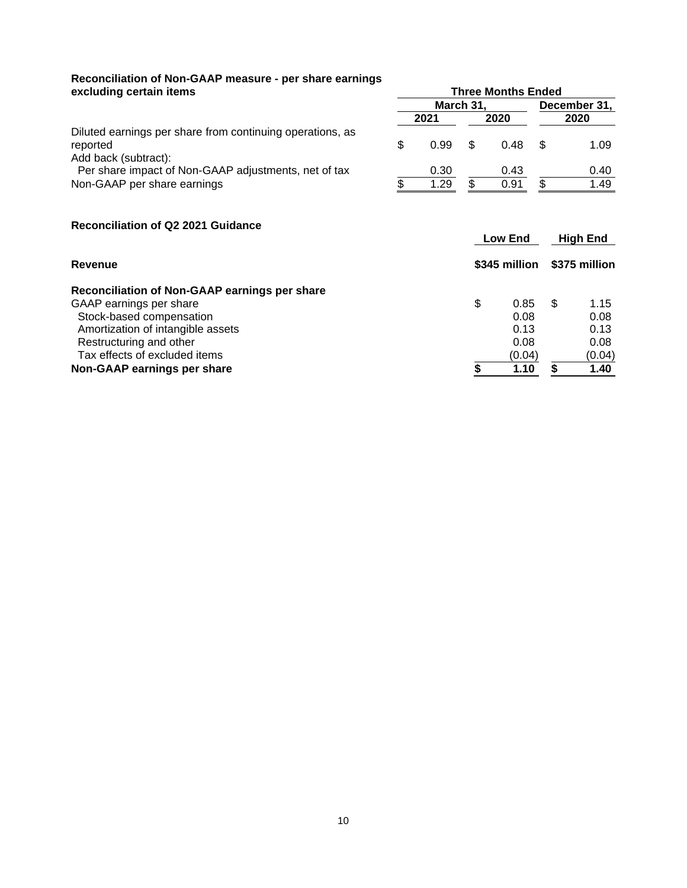**Reconciliation of Non-GAAP measure - per share earnings excluding certain items**

| | Three Months Ended | | |
|---|---|---|---|
| | March 31, | | December 31, |
| | 2021 | 2020 | 2020 |
| Diluted earnings per share from continuing operations, as reported | $ 0.99 | $ 0.48 | $ 1.09 |
| Add back (subtract): | | | |
| Per share impact of Non-GAAP adjustments, net of tax | 0.30 | 0.43 | 0.40 |
| Non-GAAP per share earnings | $ 1.29 | $ 0.91 | $ 1.49 |

**Reconciliation of Q2 2021 Guidance**

| | Low End | High End |
|---|---|---|
| **Revenue** | **$345 million** | **$375 million** |
| **Reconciliation of Non-GAAP earnings per share** | | |
| GAAP earnings per share | $ 0.85 | $ 1.15 |
| Stock-based compensation | 0.08 | 0.08 |
| Amortization of intangible assets | 0.13 | 0.13 |
| Restructuring and other | 0.08 | 0.08 |
| Tax effects of excluded items | (0.04) | (0.04) |
| **Non-GAAP earnings per share** | **$ 1.10** | **$ 1.40** |